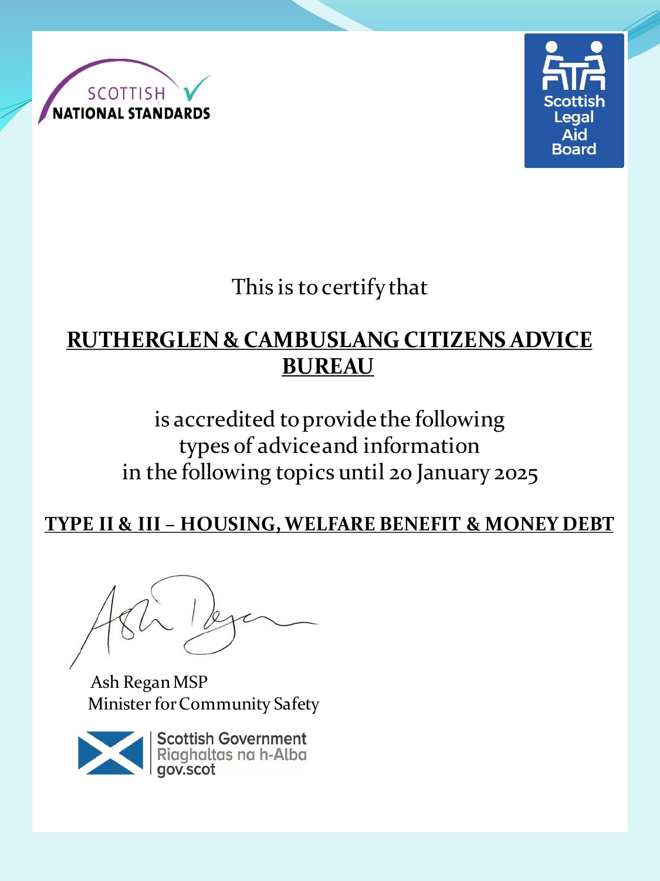SCOTTISH NATIONAL STANDARDS

Scottish Legal Aid Board

This is to certify that

**RUTHERGLEN & CAMBUSLANG CITIZENS ADVICE BUREAU**

is accredited to provide the following types of advice and information in the following topics until 20 January 2025

**TYPE II & III – HOUSING, WELFARE BENEFIT & MONEY DEBT**

Ash Regan MSP
Minister for Community Safety

Scottish Government
Riaghaltas na h-Alba
gov.scot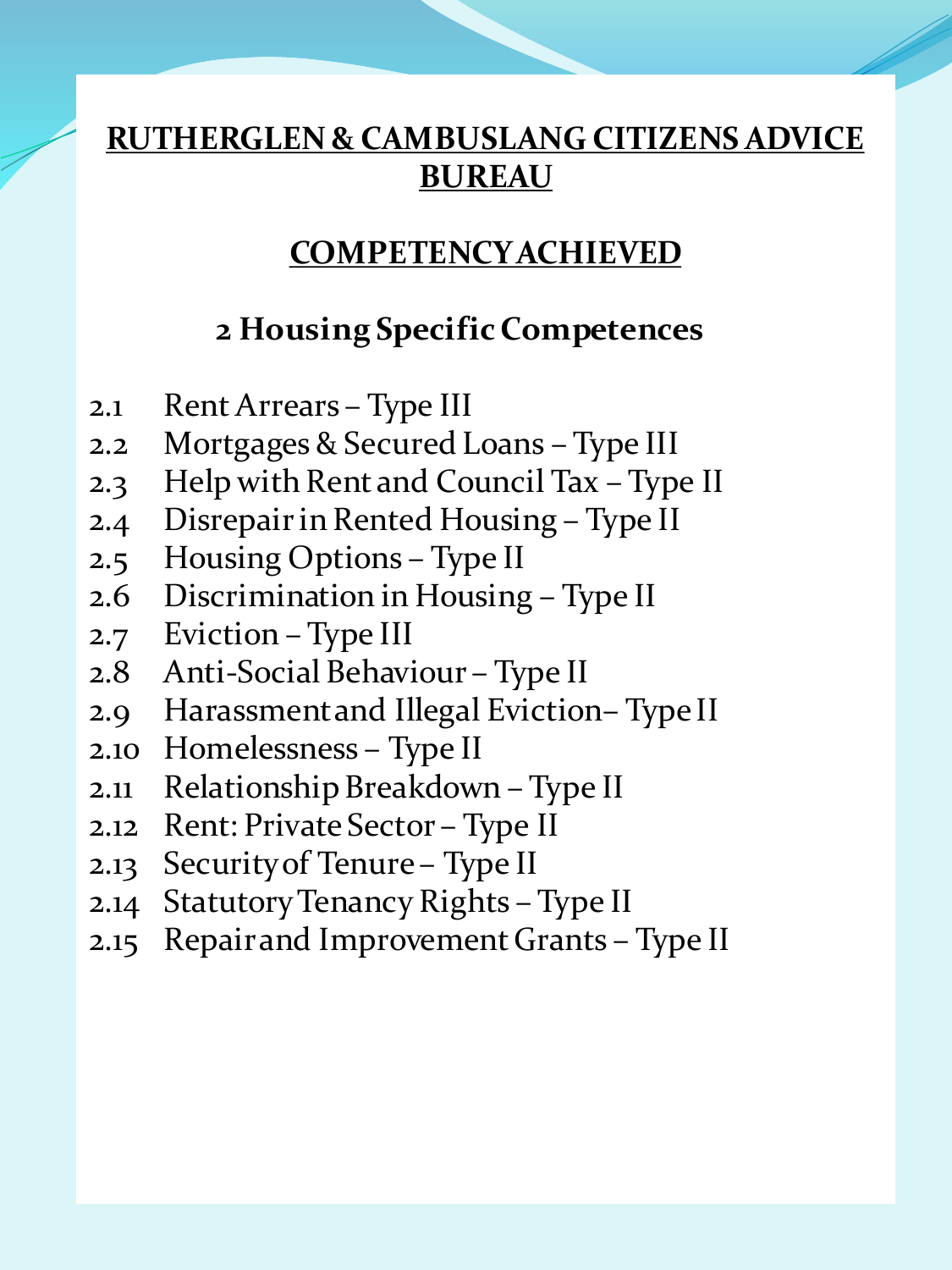# RUTHERGLEN & CAMBUSLANG CITIZENS ADVICE BUREAU

## COMPETENCY ACHIEVED

### 2 Housing Specific Competences

2.1 Rent Arrears – Type III
2.2 Mortgages & Secured Loans – Type III
2.3 Help with Rent and Council Tax – Type II
2.4 Disrepair in Rented Housing – Type II
2.5 Housing Options – Type II
2.6 Discrimination in Housing – Type II
2.7 Eviction – Type III
2.8 Anti-Social Behaviour – Type II
2.9 Harassment and Illegal Eviction– Type II
2.10 Homelessness – Type II
2.11 Relationship Breakdown – Type II
2.12 Rent: Private Sector – Type II
2.13 Security of Tenure – Type II
2.14 Statutory Tenancy Rights – Type II
2.15 Repair and Improvement Grants – Type II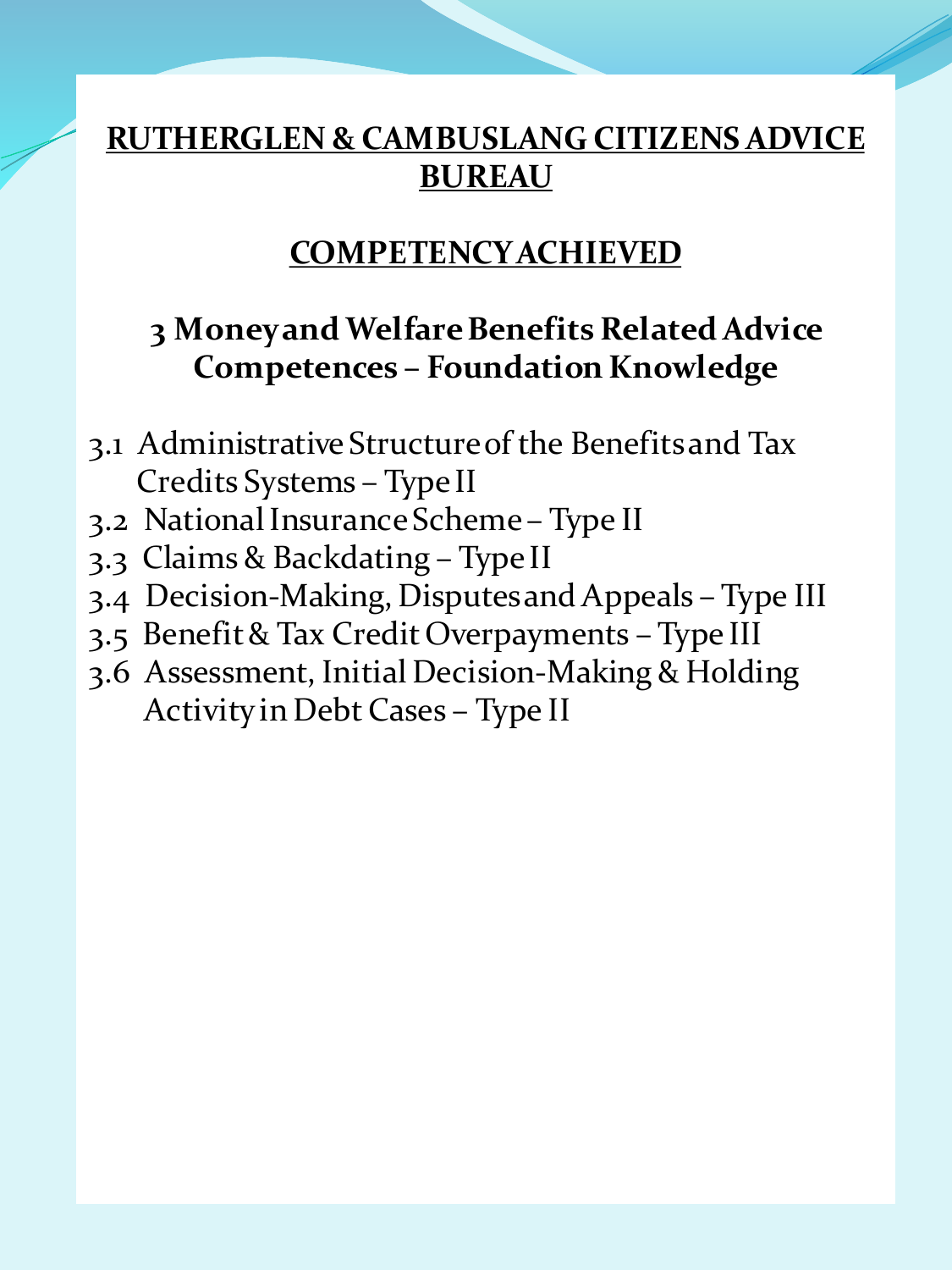# RUTHERGLEN & CAMBUSLANG CITIZENS ADVICE BUREAU

## COMPETENCY ACHIEVED

### 3 Money and Welfare Benefits Related Advice Competences – Foundation Knowledge

- 3.1 Administrative Structure of the Benefits and Tax Credits Systems – Type II
- 3.2 National Insurance Scheme – Type II
- 3.3 Claims & Backdating – Type II
- 3.4 Decision-Making, Disputes and Appeals – Type III
- 3.5 Benefit & Tax Credit Overpayments – Type III
- 3.6 Assessment, Initial Decision-Making & Holding Activity in Debt Cases – Type II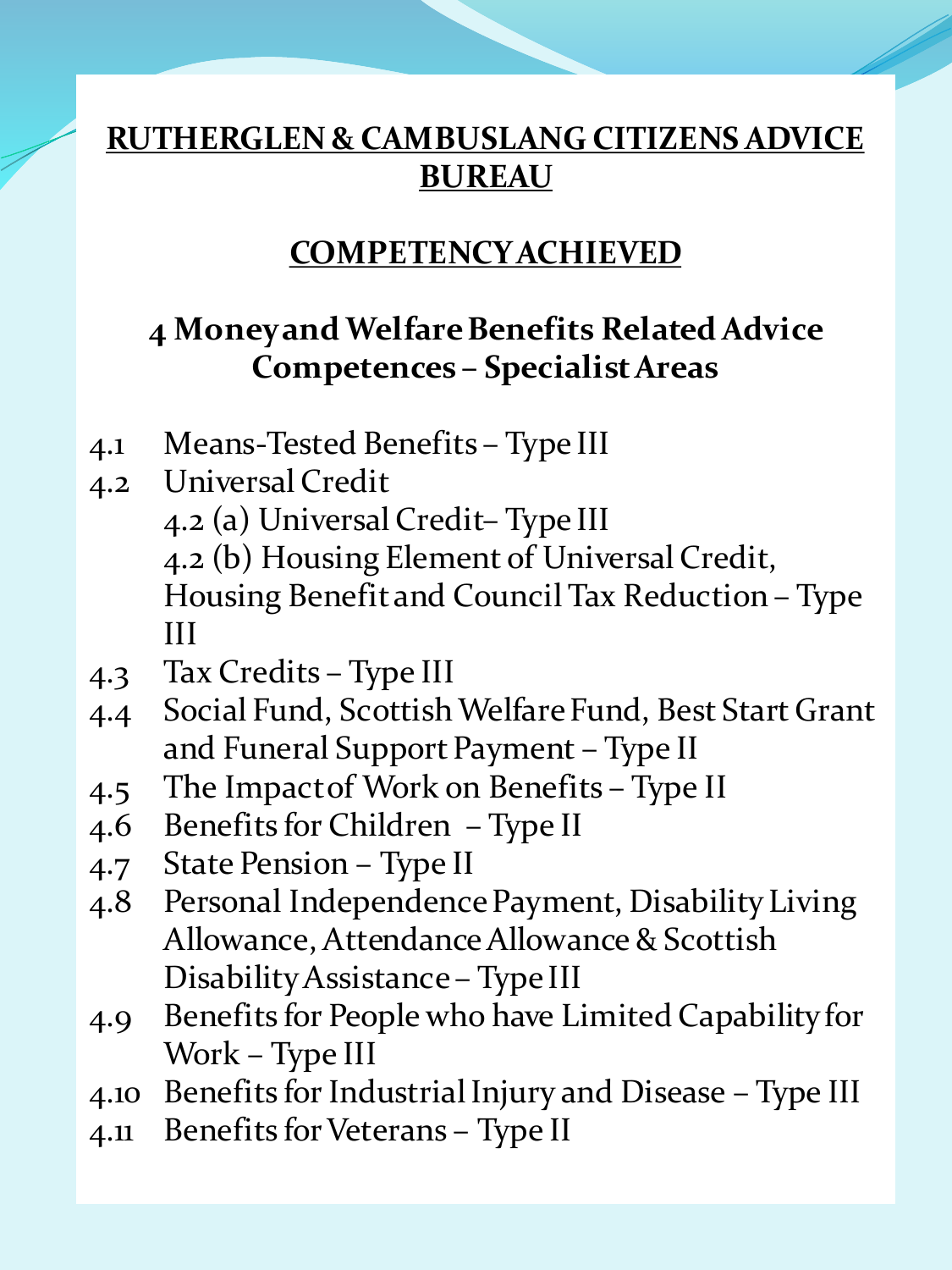# RUTHERGLEN & CAMBUSLANG CITIZENS ADVICE BUREAU

## COMPETENCY ACHIEVED

### 4 Money and Welfare Benefits Related Advice Competences – Specialist Areas

- 4.1 Means-Tested Benefits – Type III
- 4.2 Universal Credit
  - 4.2 (a) Universal Credit– Type III
  - 4.2 (b) Housing Element of Universal Credit, Housing Benefit and Council Tax Reduction – Type III
- 4.3 Tax Credits – Type III
- 4.4 Social Fund, Scottish Welfare Fund, Best Start Grant and Funeral Support Payment – Type II
- 4.5 The Impact of Work on Benefits – Type II
- 4.6 Benefits for Children – Type II
- 4.7 State Pension – Type II
- 4.8 Personal Independence Payment, Disability Living Allowance, Attendance Allowance & Scottish Disability Assistance – Type III
- 4.9 Benefits for People who have Limited Capability for Work – Type III
- 4.10 Benefits for Industrial Injury and Disease – Type III
- 4.11 Benefits for Veterans – Type II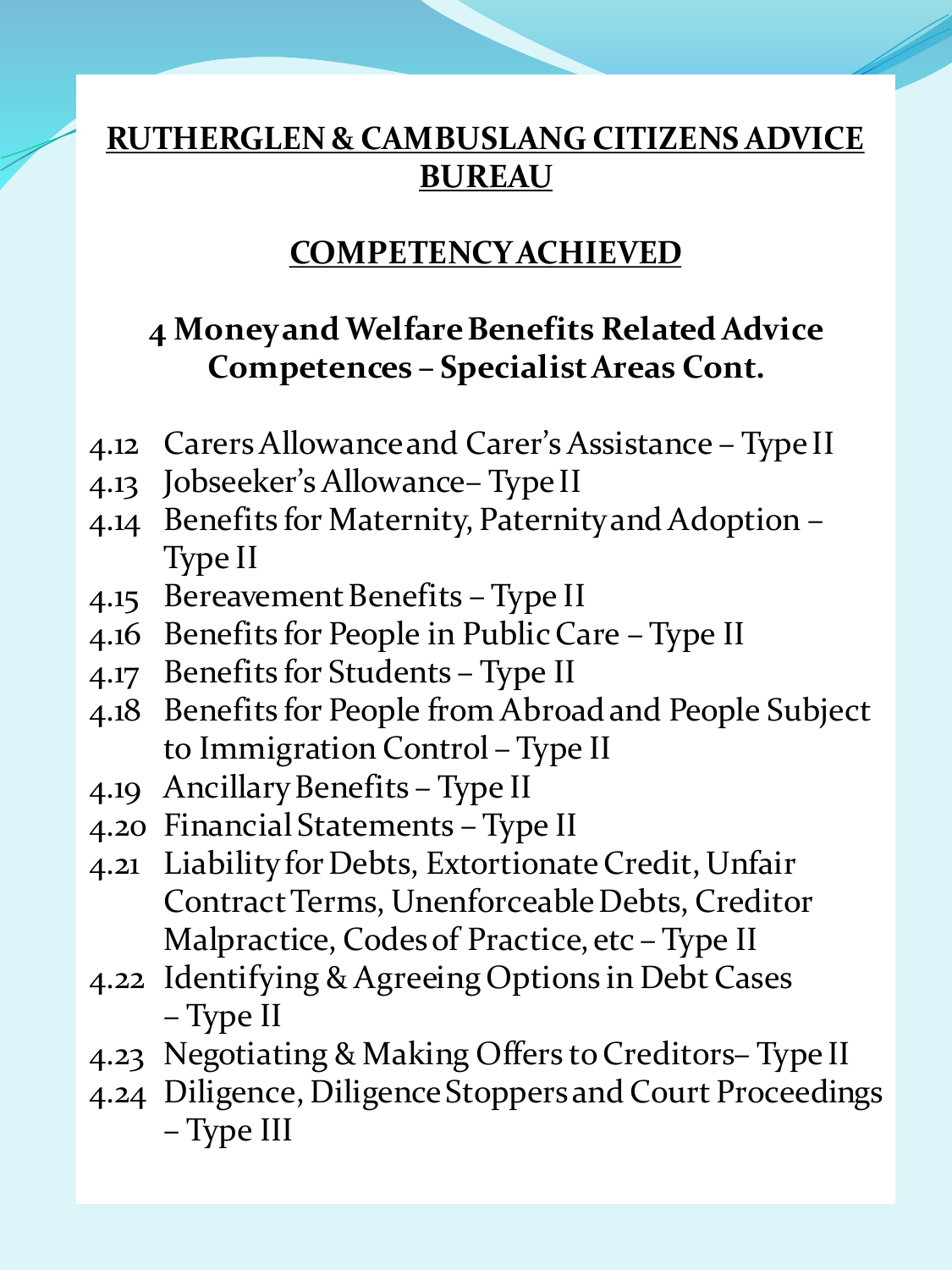# RUTHERGLEN & CAMBUSLANG CITIZENS ADVICE BUREAU

## COMPETENCY ACHIEVED

### 4 Money and Welfare Benefits Related Advice Competences – Specialist Areas Cont.

- 4.12 Carers Allowance and Carer's Assistance – Type II
- 4.13 Jobseeker's Allowance– Type II
- 4.14 Benefits for Maternity, Paternity and Adoption – Type II
- 4.15 Bereavement Benefits – Type II
- 4.16 Benefits for People in Public Care – Type II
- 4.17 Benefits for Students – Type II
- 4.18 Benefits for People from Abroad and People Subject to Immigration Control – Type II
- 4.19 Ancillary Benefits – Type II
- 4.20 Financial Statements – Type II
- 4.21 Liability for Debts, Extortionate Credit, Unfair Contract Terms, Unenforceable Debts, Creditor Malpractice, Codes of Practice, etc – Type II
- 4.22 Identifying & Agreeing Options in Debt Cases – Type II
- 4.23 Negotiating & Making Offers to Creditors– Type II
- 4.24 Diligence, Diligence Stoppers and Court Proceedings – Type III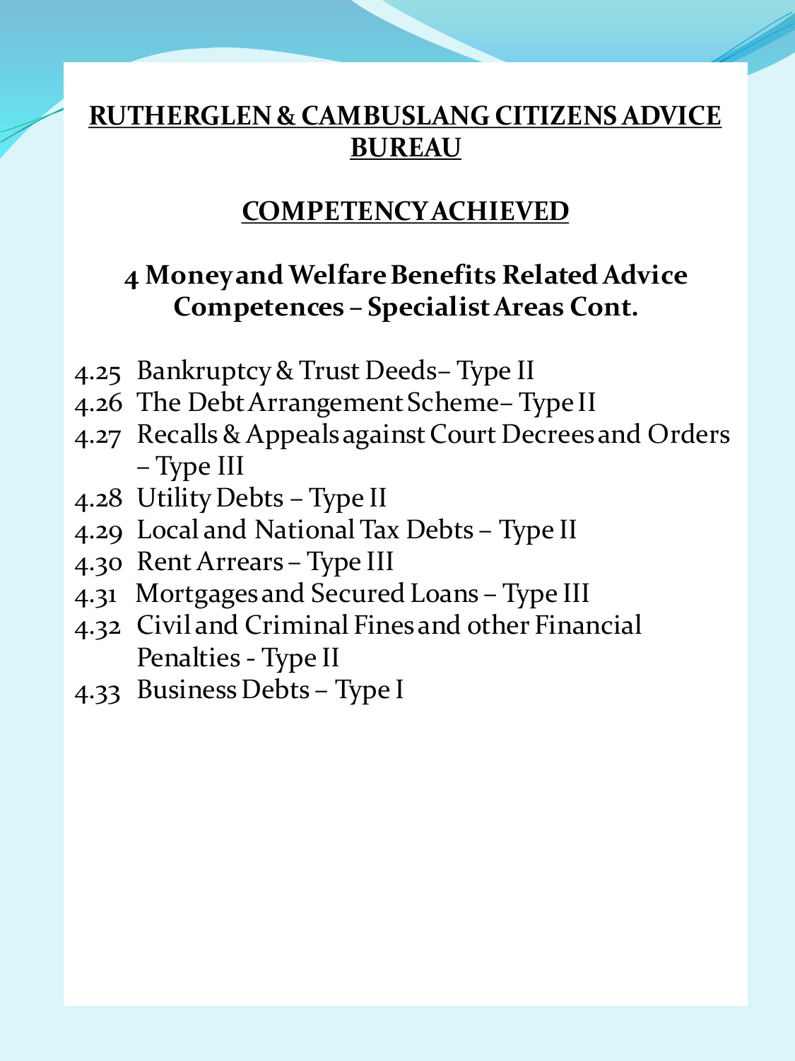# RUTHERGLEN & CAMBUSLANG CITIZENS ADVICE BUREAU

## COMPETENCY ACHIEVED

### 4 Money and Welfare Benefits Related Advice Competences – Specialist Areas Cont.

4.25 Bankruptcy & Trust Deeds– Type II
4.26 The Debt Arrangement Scheme– Type II
4.27 Recalls & Appeals against Court Decrees and Orders – Type III
4.28 Utility Debts – Type II
4.29 Local and National Tax Debts – Type II
4.30 Rent Arrears – Type III
4.31 Mortgages and Secured Loans – Type III
4.32 Civil and Criminal Fines and other Financial Penalties - Type II
4.33 Business Debts – Type I